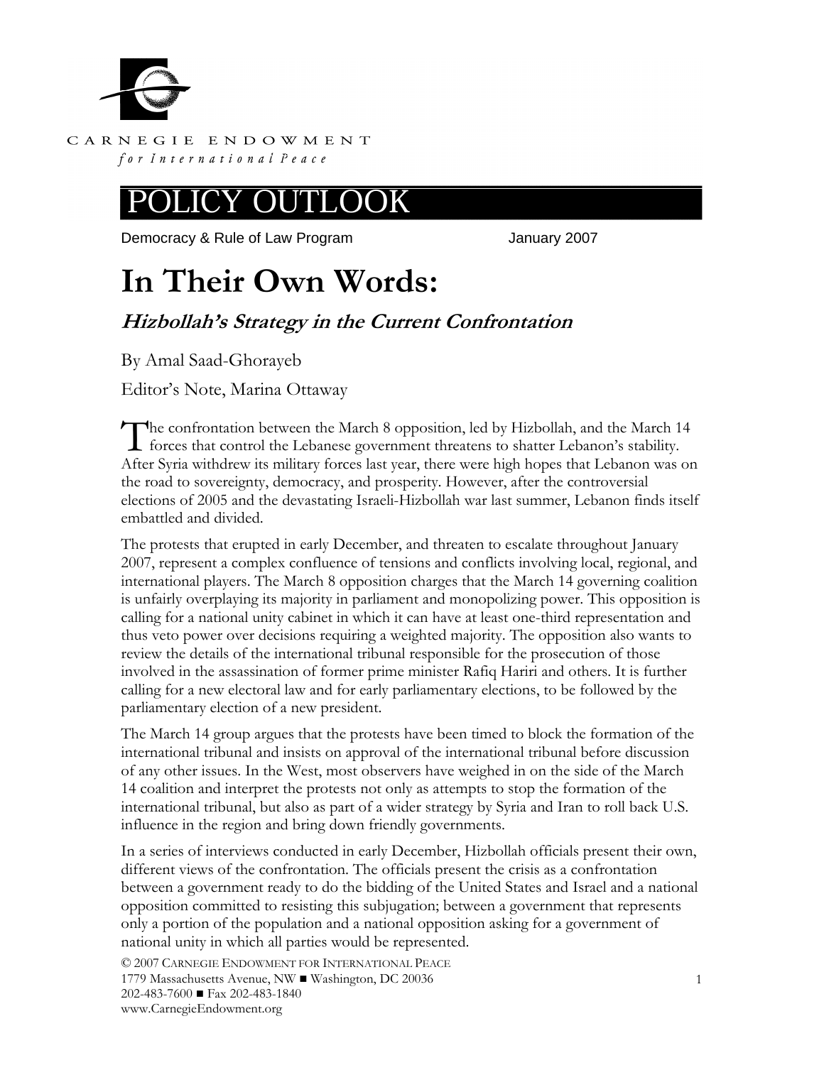CARNEGIE ENDOWMENT
*for International Peace*

# POLICY OUTLOOK

Democracy & Rule of Law Program January 2007

# In Their Own Words:

## *Hizbollah's Strategy in the Current Confrontation*

By Amal Saad-Ghorayeb

Editor's Note, Marina Ottaway

The confrontation between the March 8 opposition, led by Hizbollah, and the March 14 forces that control the Lebanese government threatens to shatter Lebanon's stability. After Syria withdrew its military forces last year, there were high hopes that Lebanon was on the road to sovereignty, democracy, and prosperity. However, after the controversial elections of 2005 and the devastating Israeli-Hizbollah war last summer, Lebanon finds itself embattled and divided.

The protests that erupted in early December, and threaten to escalate throughout January 2007, represent a complex confluence of tensions and conflicts involving local, regional, and international players. The March 8 opposition charges that the March 14 governing coalition is unfairly overplaying its majority in parliament and monopolizing power. This opposition is calling for a national unity cabinet in which it can have at least one-third representation and thus veto power over decisions requiring a weighted majority. The opposition also wants to review the details of the international tribunal responsible for the prosecution of those involved in the assassination of former prime minister Rafiq Hariri and others. It is further calling for a new electoral law and for early parliamentary elections, to be followed by the parliamentary election of a new president.

The March 14 group argues that the protests have been timed to block the formation of the international tribunal and insists on approval of the international tribunal before discussion of any other issues. In the West, most observers have weighed in on the side of the March 14 coalition and interpret the protests not only as attempts to stop the formation of the international tribunal, but also as part of a wider strategy by Syria and Iran to roll back U.S. influence in the region and bring down friendly governments.

In a series of interviews conducted in early December, Hizbollah officials present their own, different views of the confrontation. The officials present the crisis as a confrontation between a government ready to do the bidding of the United States and Israel and a national opposition committed to resisting this subjugation; between a government that represents only a portion of the population and a national opposition asking for a government of national unity in which all parties would be represented.

© 2007 CARNEGIE ENDOWMENT FOR INTERNATIONAL PEACE
1779 Massachusetts Avenue, NW ■ Washington, DC 20036
202-483-7600 ■ Fax 202-483-1840
www.CarnegieEndowment.org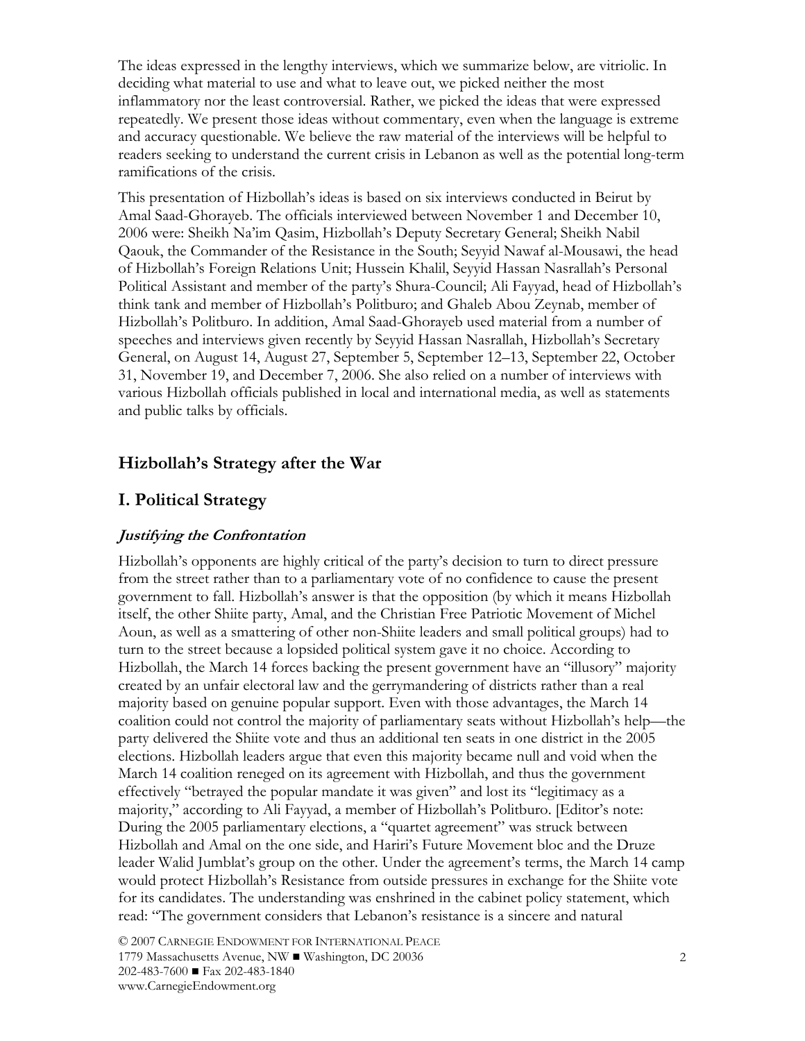The ideas expressed in the lengthy interviews, which we summarize below, are vitriolic. In deciding what material to use and what to leave out, we picked neither the most inflammatory nor the least controversial. Rather, we picked the ideas that were expressed repeatedly. We present those ideas without commentary, even when the language is extreme and accuracy questionable. We believe the raw material of the interviews will be helpful to readers seeking to understand the current crisis in Lebanon as well as the potential long-term ramifications of the crisis.

This presentation of Hizbollah's ideas is based on six interviews conducted in Beirut by Amal Saad-Ghorayeb. The officials interviewed between November 1 and December 10, 2006 were: Sheikh Na'im Qasim, Hizbollah's Deputy Secretary General; Sheikh Nabil Qaouk, the Commander of the Resistance in the South; Seyyid Nawaf al-Mousawi, the head of Hizbollah's Foreign Relations Unit; Hussein Khalil, Seyyid Hassan Nasrallah's Personal Political Assistant and member of the party's Shura-Council; Ali Fayyad, head of Hizbollah's think tank and member of Hizbollah's Politburo; and Ghaleb Abou Zeynab, member of Hizbollah's Politburo. In addition, Amal Saad-Ghorayeb used material from a number of speeches and interviews given recently by Seyyid Hassan Nasrallah, Hizbollah's Secretary General, on August 14, August 27, September 5, September 12–13, September 22, October 31, November 19, and December 7, 2006. She also relied on a number of interviews with various Hizbollah officials published in local and international media, as well as statements and public talks by officials.

## Hizbollah's Strategy after the War

## I. Political Strategy

### *Justifying the Confrontation*

Hizbollah's opponents are highly critical of the party's decision to turn to direct pressure from the street rather than to a parliamentary vote of no confidence to cause the present government to fall. Hizbollah's answer is that the opposition (by which it means Hizbollah itself, the other Shiite party, Amal, and the Christian Free Patriotic Movement of Michel Aoun, as well as a smattering of other non-Shiite leaders and small political groups) had to turn to the street because a lopsided political system gave it no choice. According to Hizbollah, the March 14 forces backing the present government have an "illusory" majority created by an unfair electoral law and the gerrymandering of districts rather than a real majority based on genuine popular support. Even with those advantages, the March 14 coalition could not control the majority of parliamentary seats without Hizbollah's help—the party delivered the Shiite vote and thus an additional ten seats in one district in the 2005 elections. Hizbollah leaders argue that even this majority became null and void when the March 14 coalition reneged on its agreement with Hizbollah, and thus the government effectively "betrayed the popular mandate it was given" and lost its "legitimacy as a majority," according to Ali Fayyad, a member of Hizbollah's Politburo. [Editor's note: During the 2005 parliamentary elections, a "quartet agreement" was struck between Hizbollah and Amal on the one side, and Hariri's Future Movement bloc and the Druze leader Walid Jumblat's group on the other. Under the agreement's terms, the March 14 camp would protect Hizbollah's Resistance from outside pressures in exchange for the Shiite vote for its candidates. The understanding was enshrined in the cabinet policy statement, which read: "The government considers that Lebanon's resistance is a sincere and natural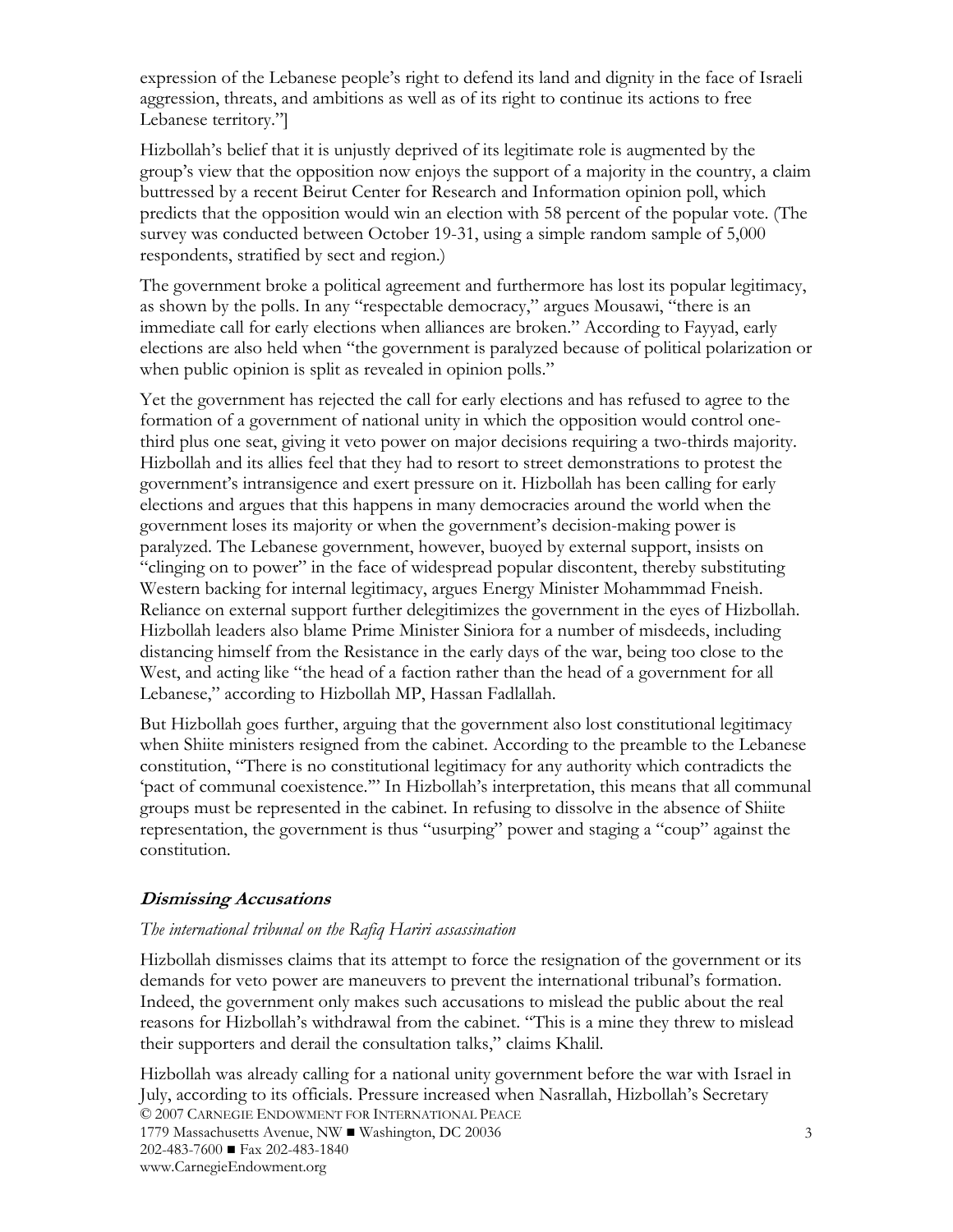expression of the Lebanese people's right to defend its land and dignity in the face of Israeli aggression, threats, and ambitions as well as of its right to continue its actions to free Lebanese territory."]

Hizbollah's belief that it is unjustly deprived of its legitimate role is augmented by the group's view that the opposition now enjoys the support of a majority in the country, a claim buttressed by a recent Beirut Center for Research and Information opinion poll, which predicts that the opposition would win an election with 58 percent of the popular vote. (The survey was conducted between October 19-31, using a simple random sample of 5,000 respondents, stratified by sect and region.)

The government broke a political agreement and furthermore has lost its popular legitimacy, as shown by the polls. In any "respectable democracy," argues Mousawi, "there is an immediate call for early elections when alliances are broken." According to Fayyad, early elections are also held when "the government is paralyzed because of political polarization or when public opinion is split as revealed in opinion polls."

Yet the government has rejected the call for early elections and has refused to agree to the formation of a government of national unity in which the opposition would control one-third plus one seat, giving it veto power on major decisions requiring a two-thirds majority. Hizbollah and its allies feel that they had to resort to street demonstrations to protest the government's intransigence and exert pressure on it. Hizbollah has been calling for early elections and argues that this happens in many democracies around the world when the government loses its majority or when the government's decision-making power is paralyzed. The Lebanese government, however, buoyed by external support, insists on "clinging on to power" in the face of widespread popular discontent, thereby substituting Western backing for internal legitimacy, argues Energy Minister Mohammmad Fneish. Reliance on external support further delegitimizes the government in the eyes of Hizbollah. Hizbollah leaders also blame Prime Minister Siniora for a number of misdeeds, including distancing himself from the Resistance in the early days of the war, being too close to the West, and acting like "the head of a faction rather than the head of a government for all Lebanese," according to Hizbollah MP, Hassan Fadlallah.

But Hizbollah goes further, arguing that the government also lost constitutional legitimacy when Shiite ministers resigned from the cabinet. According to the preamble to the Lebanese constitution, "There is no constitutional legitimacy for any authority which contradicts the 'pact of communal coexistence.'" In Hizbollah's interpretation, this means that all communal groups must be represented in the cabinet. In refusing to dissolve in the absence of Shiite representation, the government is thus "usurping" power and staging a "coup" against the constitution.

## ***Dismissing Accusations***

*The international tribunal on the Rafiq Hariri assassination*

Hizbollah dismisses claims that its attempt to force the resignation of the government or its demands for veto power are maneuvers to prevent the international tribunal's formation. Indeed, the government only makes such accusations to mislead the public about the real reasons for Hizbollah's withdrawal from the cabinet. "This is a mine they threw to mislead their supporters and derail the consultation talks," claims Khalil.

Hizbollah was already calling for a national unity government before the war with Israel in July, according to its officials. Pressure increased when Nasrallah, Hizbollah's Secretary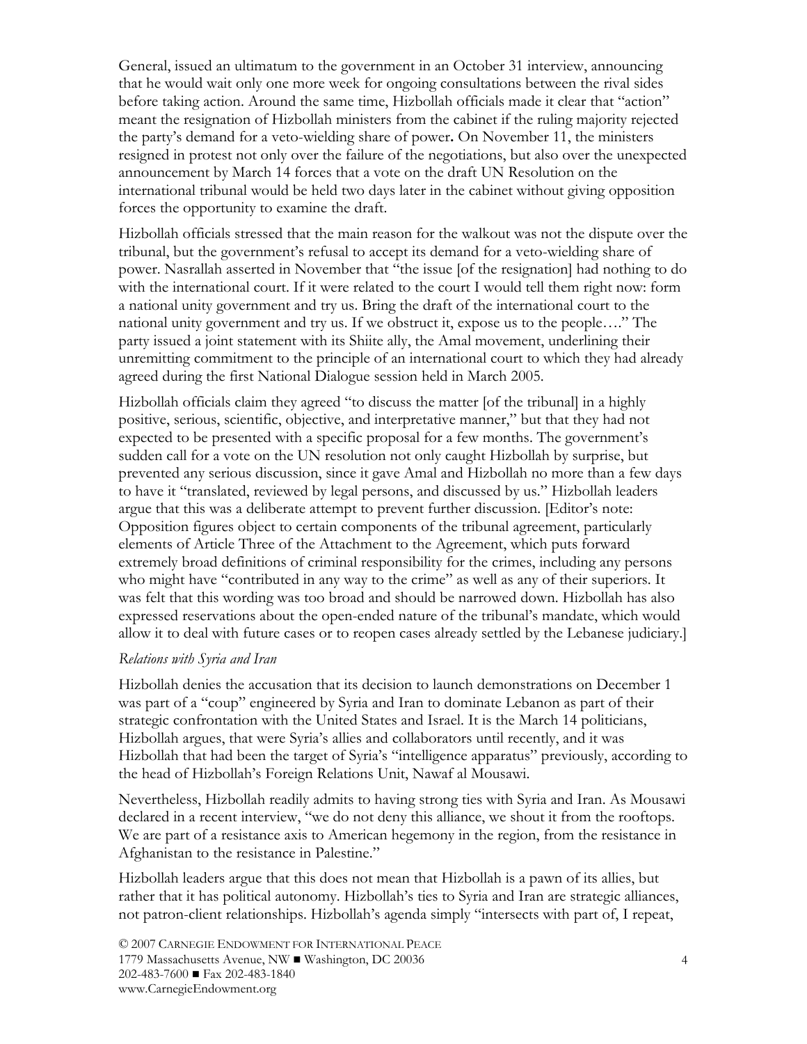General, issued an ultimatum to the government in an October 31 interview, announcing that he would wait only one more week for ongoing consultations between the rival sides before taking action. Around the same time, Hizbollah officials made it clear that "action" meant the resignation of Hizbollah ministers from the cabinet if the ruling majority rejected the party's demand for a veto-wielding share of power**.** On November 11, the ministers resigned in protest not only over the failure of the negotiations, but also over the unexpected announcement by March 14 forces that a vote on the draft UN Resolution on the international tribunal would be held two days later in the cabinet without giving opposition forces the opportunity to examine the draft.

Hizbollah officials stressed that the main reason for the walkout was not the dispute over the tribunal, but the government's refusal to accept its demand for a veto-wielding share of power. Nasrallah asserted in November that "the issue [of the resignation] had nothing to do with the international court. If it were related to the court I would tell them right now: form a national unity government and try us. Bring the draft of the international court to the national unity government and try us. If we obstruct it, expose us to the people…." The party issued a joint statement with its Shiite ally, the Amal movement, underlining their unremitting commitment to the principle of an international court to which they had already agreed during the first National Dialogue session held in March 2005.

Hizbollah officials claim they agreed "to discuss the matter [of the tribunal] in a highly positive, serious, scientific, objective, and interpretative manner," but that they had not expected to be presented with a specific proposal for a few months. The government's sudden call for a vote on the UN resolution not only caught Hizbollah by surprise, but prevented any serious discussion, since it gave Amal and Hizbollah no more than a few days to have it "translated, reviewed by legal persons, and discussed by us." Hizbollah leaders argue that this was a deliberate attempt to prevent further discussion. [Editor's note: Opposition figures object to certain components of the tribunal agreement, particularly elements of Article Three of the Attachment to the Agreement, which puts forward extremely broad definitions of criminal responsibility for the crimes, including any persons who might have "contributed in any way to the crime" as well as any of their superiors. It was felt that this wording was too broad and should be narrowed down. Hizbollah has also expressed reservations about the open-ended nature of the tribunal's mandate, which would allow it to deal with future cases or to reopen cases already settled by the Lebanese judiciary.]

*Relations with Syria and Iran*

Hizbollah denies the accusation that its decision to launch demonstrations on December 1 was part of a "coup" engineered by Syria and Iran to dominate Lebanon as part of their strategic confrontation with the United States and Israel. It is the March 14 politicians, Hizbollah argues, that were Syria's allies and collaborators until recently, and it was Hizbollah that had been the target of Syria's "intelligence apparatus" previously, according to the head of Hizbollah's Foreign Relations Unit, Nawaf al Mousawi.

Nevertheless, Hizbollah readily admits to having strong ties with Syria and Iran. As Mousawi declared in a recent interview, "we do not deny this alliance, we shout it from the rooftops. We are part of a resistance axis to American hegemony in the region, from the resistance in Afghanistan to the resistance in Palestine."

Hizbollah leaders argue that this does not mean that Hizbollah is a pawn of its allies, but rather that it has political autonomy. Hizbollah's ties to Syria and Iran are strategic alliances, not patron-client relationships. Hizbollah's agenda simply "intersects with part of, I repeat,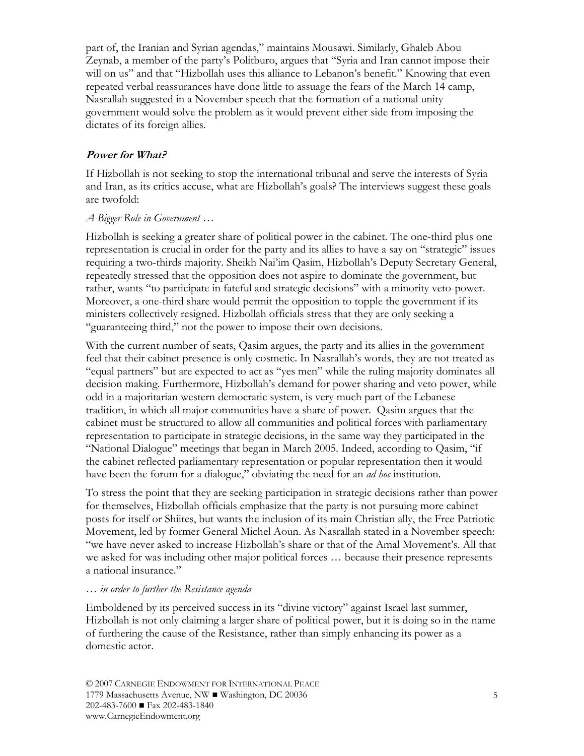part of, the Iranian and Syrian agendas," maintains Mousawi. Similarly, Ghaleb Abou Zeynab, a member of the party's Politburo, argues that "Syria and Iran cannot impose their will on us" and that "Hizbollah uses this alliance to Lebanon's benefit." Knowing that even repeated verbal reassurances have done little to assuage the fears of the March 14 camp, Nasrallah suggested in a November speech that the formation of a national unity government would solve the problem as it would prevent either side from imposing the dictates of its foreign allies.

## Power for What?

If Hizbollah is not seeking to stop the international tribunal and serve the interests of Syria and Iran, as its critics accuse, what are Hizbollah's goals? The interviews suggest these goals are twofold:

*A Bigger Role in Government …*

Hizbollah is seeking a greater share of political power in the cabinet. The one-third plus one representation is crucial in order for the party and its allies to have a say on "strategic" issues requiring a two-thirds majority. Sheikh Nai'im Qasim, Hizbollah's Deputy Secretary General, repeatedly stressed that the opposition does not aspire to dominate the government, but rather, wants "to participate in fateful and strategic decisions" with a minority veto-power. Moreover, a one-third share would permit the opposition to topple the government if its ministers collectively resigned. Hizbollah officials stress that they are only seeking a "guaranteeing third," not the power to impose their own decisions.

With the current number of seats, Qasim argues, the party and its allies in the government feel that their cabinet presence is only cosmetic. In Nasrallah's words, they are not treated as "equal partners" but are expected to act as "yes men" while the ruling majority dominates all decision making. Furthermore, Hizbollah's demand for power sharing and veto power, while odd in a majoritarian western democratic system, is very much part of the Lebanese tradition, in which all major communities have a share of power. Qasim argues that the cabinet must be structured to allow all communities and political forces with parliamentary representation to participate in strategic decisions, in the same way they participated in the "National Dialogue" meetings that began in March 2005. Indeed, according to Qasim, "if the cabinet reflected parliamentary representation or popular representation then it would have been the forum for a dialogue," obviating the need for an *ad hoc* institution.

To stress the point that they are seeking participation in strategic decisions rather than power for themselves, Hizbollah officials emphasize that the party is not pursuing more cabinet posts for itself or Shiites, but wants the inclusion of its main Christian ally, the Free Patriotic Movement, led by former General Michel Aoun. As Nasrallah stated in a November speech: "we have never asked to increase Hizbollah's share or that of the Amal Movement's. All that we asked for was including other major political forces … because their presence represents a national insurance."

*… in order to further the Resistance agenda*

Emboldened by its perceived success in its "divine victory" against Israel last summer, Hizbollah is not only claiming a larger share of political power, but it is doing so in the name of furthering the cause of the Resistance, rather than simply enhancing its power as a domestic actor.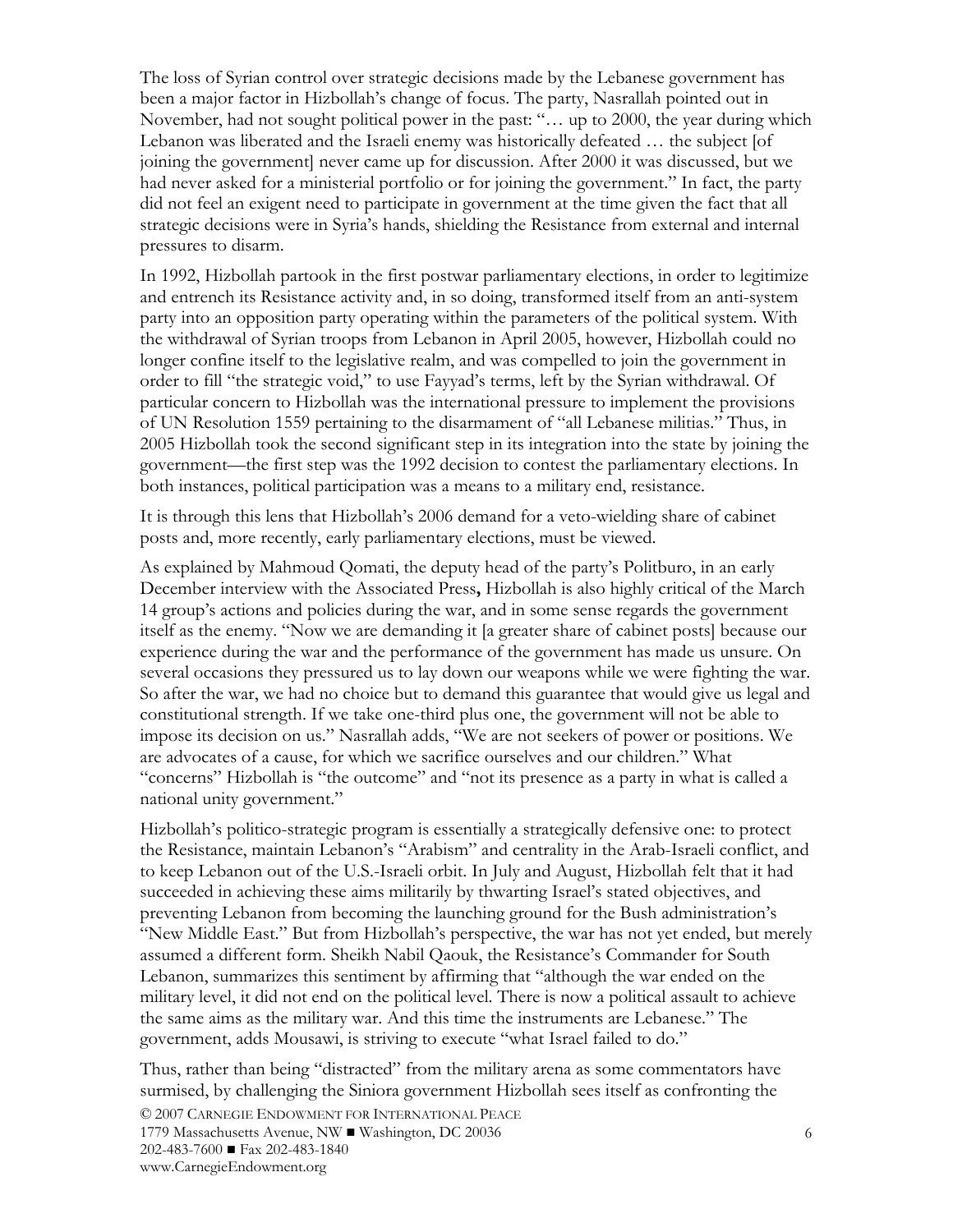The loss of Syrian control over strategic decisions made by the Lebanese government has been a major factor in Hizbollah's change of focus. The party, Nasrallah pointed out in November, had not sought political power in the past: "… up to 2000, the year during which Lebanon was liberated and the Israeli enemy was historically defeated … the subject [of joining the government] never came up for discussion. After 2000 it was discussed, but we had never asked for a ministerial portfolio or for joining the government." In fact, the party did not feel an exigent need to participate in government at the time given the fact that all strategic decisions were in Syria's hands, shielding the Resistance from external and internal pressures to disarm.

In 1992, Hizbollah partook in the first postwar parliamentary elections, in order to legitimize and entrench its Resistance activity and, in so doing, transformed itself from an anti-system party into an opposition party operating within the parameters of the political system. With the withdrawal of Syrian troops from Lebanon in April 2005, however, Hizbollah could no longer confine itself to the legislative realm, and was compelled to join the government in order to fill "the strategic void," to use Fayyad's terms, left by the Syrian withdrawal. Of particular concern to Hizbollah was the international pressure to implement the provisions of UN Resolution 1559 pertaining to the disarmament of "all Lebanese militias." Thus, in 2005 Hizbollah took the second significant step in its integration into the state by joining the government—the first step was the 1992 decision to contest the parliamentary elections. In both instances, political participation was a means to a military end, resistance.

It is through this lens that Hizbollah's 2006 demand for a veto-wielding share of cabinet posts and, more recently, early parliamentary elections, must be viewed.

As explained by Mahmoud Qomati, the deputy head of the party's Politburo, in an early December interview with the Associated Press**,** Hizbollah is also highly critical of the March 14 group's actions and policies during the war, and in some sense regards the government itself as the enemy. "Now we are demanding it [a greater share of cabinet posts] because our experience during the war and the performance of the government has made us unsure. On several occasions they pressured us to lay down our weapons while we were fighting the war. So after the war, we had no choice but to demand this guarantee that would give us legal and constitutional strength. If we take one-third plus one, the government will not be able to impose its decision on us." Nasrallah adds, "We are not seekers of power or positions. We are advocates of a cause, for which we sacrifice ourselves and our children." What "concerns" Hizbollah is "the outcome" and "not its presence as a party in what is called a national unity government."

Hizbollah's politico-strategic program is essentially a strategically defensive one: to protect the Resistance, maintain Lebanon's "Arabism" and centrality in the Arab-Israeli conflict, and to keep Lebanon out of the U.S.-Israeli orbit. In July and August, Hizbollah felt that it had succeeded in achieving these aims militarily by thwarting Israel's stated objectives, and preventing Lebanon from becoming the launching ground for the Bush administration's "New Middle East." But from Hizbollah's perspective, the war has not yet ended, but merely assumed a different form. Sheikh Nabil Qaouk, the Resistance's Commander for South Lebanon, summarizes this sentiment by affirming that "although the war ended on the military level, it did not end on the political level. There is now a political assault to achieve the same aims as the military war. And this time the instruments are Lebanese." The government, adds Mousawi, is striving to execute "what Israel failed to do."

Thus, rather than being "distracted" from the military arena as some commentators have surmised, by challenging the Siniora government Hizbollah sees itself as confronting the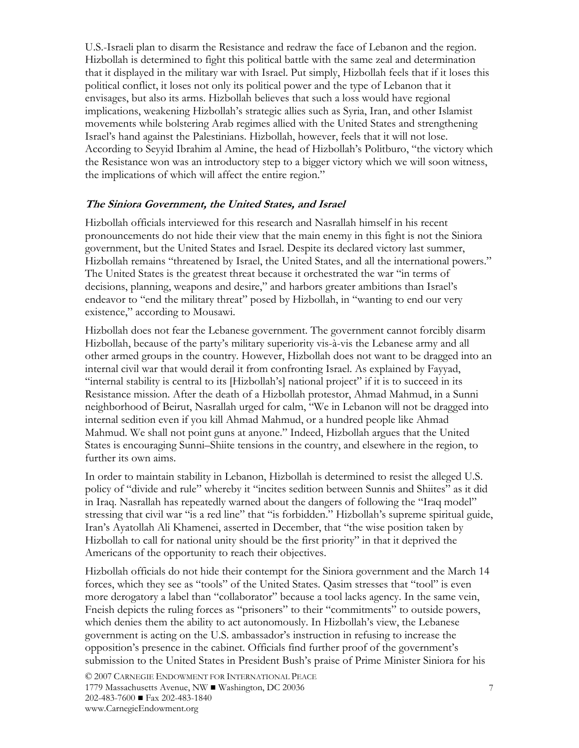U.S.-Israeli plan to disarm the Resistance and redraw the face of Lebanon and the region. Hizbollah is determined to fight this political battle with the same zeal and determination that it displayed in the military war with Israel. Put simply, Hizbollah feels that if it loses this political conflict, it loses not only its political power and the type of Lebanon that it envisages, but also its arms. Hizbollah believes that such a loss would have regional implications, weakening Hizbollah's strategic allies such as Syria, Iran, and other Islamist movements while bolstering Arab regimes allied with the United States and strengthening Israel's hand against the Palestinians. Hizbollah, however, feels that it will not lose. According to Seyyid Ibrahim al Amine, the head of Hizbollah's Politburo, "the victory which the Resistance won was an introductory step to a bigger victory which we will soon witness, the implications of which will affect the entire region."

### ***The Siniora Government, the United States, and Israel***

Hizbollah officials interviewed for this research and Nasrallah himself in his recent pronouncements do not hide their view that the main enemy in this fight is not the Siniora government, but the United States and Israel. Despite its declared victory last summer, Hizbollah remains "threatened by Israel, the United States, and all the international powers." The United States is the greatest threat because it orchestrated the war "in terms of decisions, planning, weapons and desire," and harbors greater ambitions than Israel's endeavor to "end the military threat" posed by Hizbollah, in "wanting to end our very existence," according to Mousawi.

Hizbollah does not fear the Lebanese government. The government cannot forcibly disarm Hizbollah, because of the party's military superiority vis-à-vis the Lebanese army and all other armed groups in the country. However, Hizbollah does not want to be dragged into an internal civil war that would derail it from confronting Israel. As explained by Fayyad, "internal stability is central to its [Hizbollah's] national project" if it is to succeed in its Resistance mission. After the death of a Hizbollah protestor, Ahmad Mahmud, in a Sunni neighborhood of Beirut, Nasrallah urged for calm, "We in Lebanon will not be dragged into internal sedition even if you kill Ahmad Mahmud, or a hundred people like Ahmad Mahmud. We shall not point guns at anyone." Indeed, Hizbollah argues that the United States is encouraging Sunni–Shiite tensions in the country, and elsewhere in the region, to further its own aims.

In order to maintain stability in Lebanon, Hizbollah is determined to resist the alleged U.S. policy of "divide and rule" whereby it "incites sedition between Sunnis and Shiites" as it did in Iraq. Nasrallah has repeatedly warned about the dangers of following the "Iraq model" stressing that civil war "is a red line" that "is forbidden." Hizbollah's supreme spiritual guide, Iran's Ayatollah Ali Khamenei, asserted in December, that "the wise position taken by Hizbollah to call for national unity should be the first priority" in that it deprived the Americans of the opportunity to reach their objectives.

Hizbollah officials do not hide their contempt for the Siniora government and the March 14 forces, which they see as "tools" of the United States. Qasim stresses that "tool" is even more derogatory a label than "collaborator" because a tool lacks agency. In the same vein, Fneish depicts the ruling forces as "prisoners" to their "commitments" to outside powers, which denies them the ability to act autonomously. In Hizbollah's view, the Lebanese government is acting on the U.S. ambassador's instruction in refusing to increase the opposition's presence in the cabinet. Officials find further proof of the government's submission to the United States in President Bush's praise of Prime Minister Siniora for his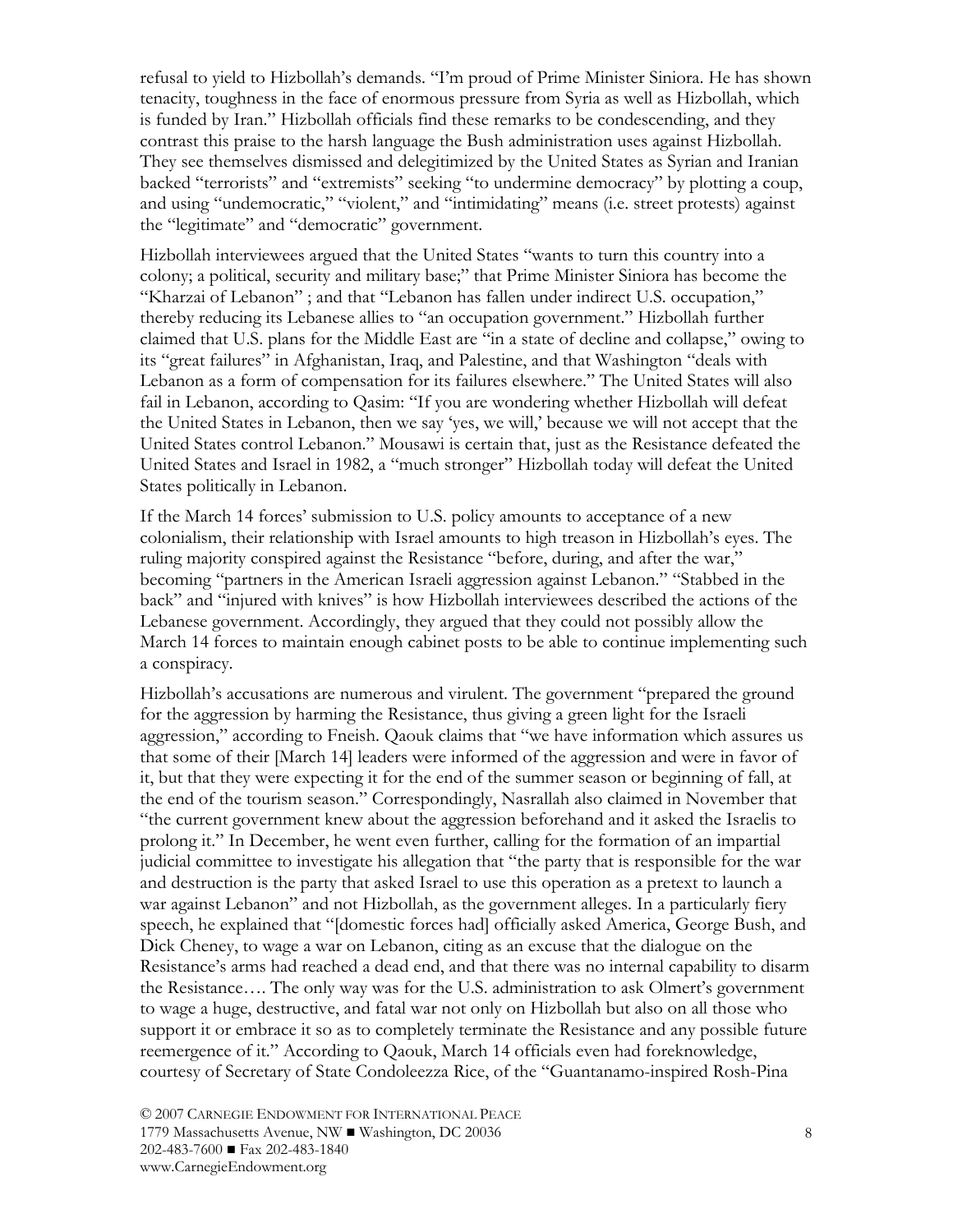refusal to yield to Hizbollah's demands. "I'm proud of Prime Minister Siniora. He has shown tenacity, toughness in the face of enormous pressure from Syria as well as Hizbollah, which is funded by Iran." Hizbollah officials find these remarks to be condescending, and they contrast this praise to the harsh language the Bush administration uses against Hizbollah. They see themselves dismissed and delegitimized by the United States as Syrian and Iranian backed "terrorists" and "extremists" seeking "to undermine democracy" by plotting a coup, and using "undemocratic," "violent," and "intimidating" means (i.e. street protests) against the "legitimate" and "democratic" government.

Hizbollah interviewees argued that the United States "wants to turn this country into a colony; a political, security and military base;" that Prime Minister Siniora has become the "Kharzai of Lebanon" ; and that "Lebanon has fallen under indirect U.S. occupation," thereby reducing its Lebanese allies to "an occupation government." Hizbollah further claimed that U.S. plans for the Middle East are "in a state of decline and collapse," owing to its "great failures" in Afghanistan, Iraq, and Palestine, and that Washington "deals with Lebanon as a form of compensation for its failures elsewhere." The United States will also fail in Lebanon, according to Qasim: "If you are wondering whether Hizbollah will defeat the United States in Lebanon, then we say 'yes, we will,' because we will not accept that the United States control Lebanon." Mousawi is certain that, just as the Resistance defeated the United States and Israel in 1982, a "much stronger" Hizbollah today will defeat the United States politically in Lebanon.

If the March 14 forces' submission to U.S. policy amounts to acceptance of a new colonialism, their relationship with Israel amounts to high treason in Hizbollah's eyes. The ruling majority conspired against the Resistance "before, during, and after the war," becoming "partners in the American Israeli aggression against Lebanon." "Stabbed in the back" and "injured with knives" is how Hizbollah interviewees described the actions of the Lebanese government. Accordingly, they argued that they could not possibly allow the March 14 forces to maintain enough cabinet posts to be able to continue implementing such a conspiracy.

Hizbollah's accusations are numerous and virulent. The government "prepared the ground for the aggression by harming the Resistance, thus giving a green light for the Israeli aggression," according to Fneish. Qaouk claims that "we have information which assures us that some of their [March 14] leaders were informed of the aggression and were in favor of it, but that they were expecting it for the end of the summer season or beginning of fall, at the end of the tourism season." Correspondingly, Nasrallah also claimed in November that "the current government knew about the aggression beforehand and it asked the Israelis to prolong it." In December, he went even further, calling for the formation of an impartial judicial committee to investigate his allegation that "the party that is responsible for the war and destruction is the party that asked Israel to use this operation as a pretext to launch a war against Lebanon" and not Hizbollah, as the government alleges. In a particularly fiery speech, he explained that "[domestic forces had] officially asked America, George Bush, and Dick Cheney, to wage a war on Lebanon, citing as an excuse that the dialogue on the Resistance's arms had reached a dead end, and that there was no internal capability to disarm the Resistance…. The only way was for the U.S. administration to ask Olmert's government to wage a huge, destructive, and fatal war not only on Hizbollah but also on all those who support it or embrace it so as to completely terminate the Resistance and any possible future reemergence of it." According to Qaouk, March 14 officials even had foreknowledge, courtesy of Secretary of State Condoleezza Rice, of the "Guantanamo-inspired Rosh-Pina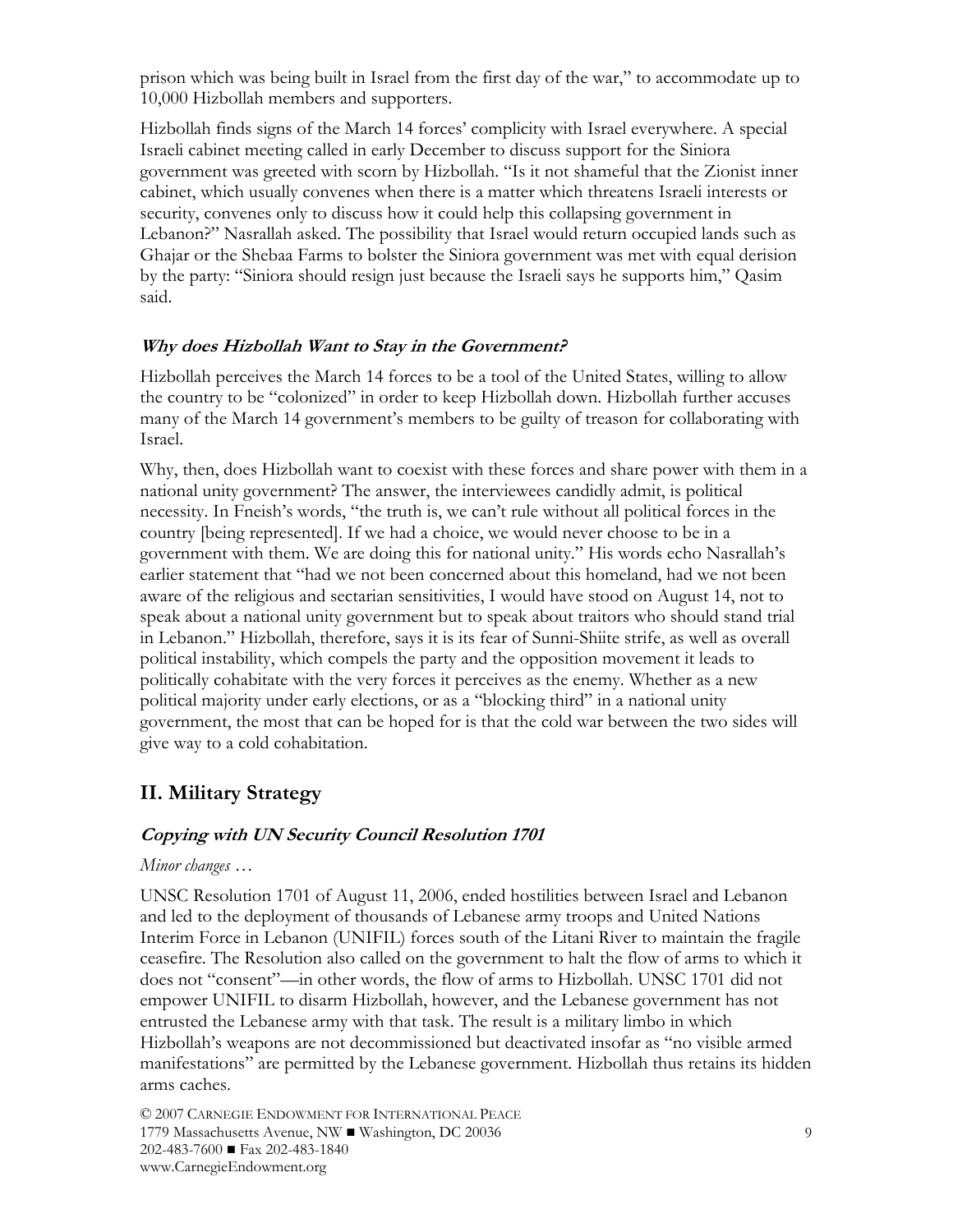prison which was being built in Israel from the first day of the war," to accommodate up to 10,000 Hizbollah members and supporters.

Hizbollah finds signs of the March 14 forces' complicity with Israel everywhere. A special Israeli cabinet meeting called in early December to discuss support for the Siniora government was greeted with scorn by Hizbollah. "Is it not shameful that the Zionist inner cabinet, which usually convenes when there is a matter which threatens Israeli interests or security, convenes only to discuss how it could help this collapsing government in Lebanon?" Nasrallah asked. The possibility that Israel would return occupied lands such as Ghajar or the Shebaa Farms to bolster the Siniora government was met with equal derision by the party: "Siniora should resign just because the Israeli says he supports him," Qasim said.

### *Why does Hizbollah Want to Stay in the Government?*

Hizbollah perceives the March 14 forces to be a tool of the United States, willing to allow the country to be "colonized" in order to keep Hizbollah down. Hizbollah further accuses many of the March 14 government's members to be guilty of treason for collaborating with Israel.

Why, then, does Hizbollah want to coexist with these forces and share power with them in a national unity government? The answer, the interviewees candidly admit, is political necessity. In Fneish's words, "the truth is, we can't rule without all political forces in the country [being represented]. If we had a choice, we would never choose to be in a government with them. We are doing this for national unity." His words echo Nasrallah's earlier statement that "had we not been concerned about this homeland, had we not been aware of the religious and sectarian sensitivities, I would have stood on August 14, not to speak about a national unity government but to speak about traitors who should stand trial in Lebanon." Hizbollah, therefore, says it is its fear of Sunni-Shiite strife, as well as overall political instability, which compels the party and the opposition movement it leads to politically cohabitate with the very forces it perceives as the enemy. Whether as a new political majority under early elections, or as a "blocking third" in a national unity government, the most that can be hoped for is that the cold war between the two sides will give way to a cold cohabitation.

## II. Military Strategy

### *Copying with UN Security Council Resolution 1701*

*Minor changes …*

UNSC Resolution 1701 of August 11, 2006, ended hostilities between Israel and Lebanon and led to the deployment of thousands of Lebanese army troops and United Nations Interim Force in Lebanon (UNIFIL) forces south of the Litani River to maintain the fragile ceasefire. The Resolution also called on the government to halt the flow of arms to which it does not "consent"—in other words, the flow of arms to Hizbollah. UNSC 1701 did not empower UNIFIL to disarm Hizbollah, however, and the Lebanese government has not entrusted the Lebanese army with that task. The result is a military limbo in which Hizbollah's weapons are not decommissioned but deactivated insofar as "no visible armed manifestations" are permitted by the Lebanese government. Hizbollah thus retains its hidden arms caches.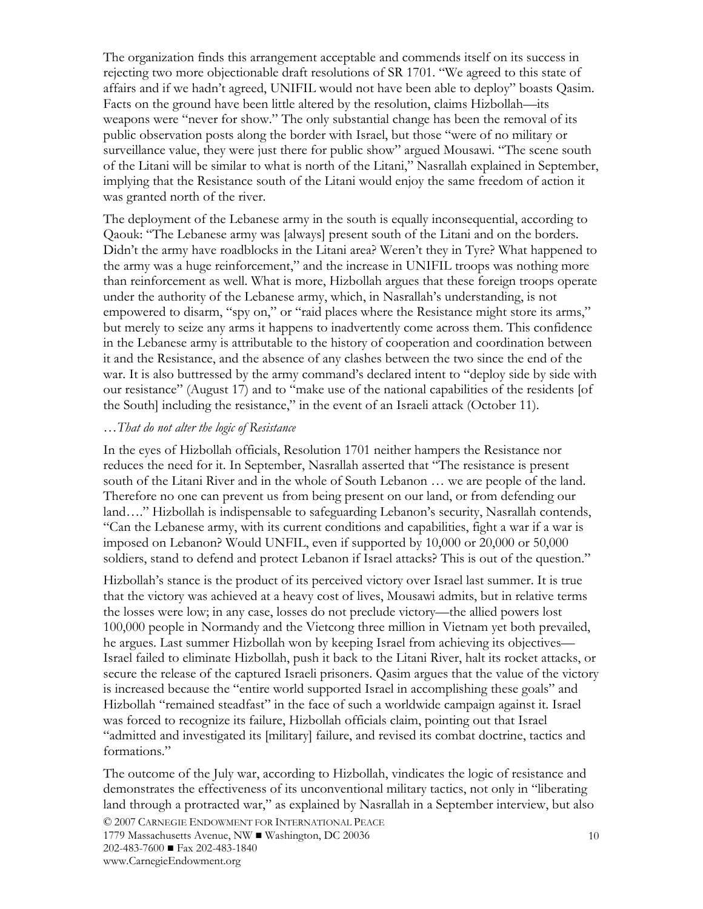The organization finds this arrangement acceptable and commends itself on its success in rejecting two more objectionable draft resolutions of SR 1701. "We agreed to this state of affairs and if we hadn't agreed, UNIFIL would not have been able to deploy" boasts Qasim. Facts on the ground have been little altered by the resolution, claims Hizbollah—its weapons were "never for show." The only substantial change has been the removal of its public observation posts along the border with Israel, but those "were of no military or surveillance value, they were just there for public show" argued Mousawi. "The scene south of the Litani will be similar to what is north of the Litani," Nasrallah explained in September, implying that the Resistance south of the Litani would enjoy the same freedom of action it was granted north of the river.

The deployment of the Lebanese army in the south is equally inconsequential, according to Qaouk: "The Lebanese army was [always] present south of the Litani and on the borders. Didn't the army have roadblocks in the Litani area? Weren't they in Tyre? What happened to the army was a huge reinforcement," and the increase in UNIFIL troops was nothing more than reinforcement as well. What is more, Hizbollah argues that these foreign troops operate under the authority of the Lebanese army, which, in Nasrallah's understanding, is not empowered to disarm, "spy on," or "raid places where the Resistance might store its arms," but merely to seize any arms it happens to inadvertently come across them. This confidence in the Lebanese army is attributable to the history of cooperation and coordination between it and the Resistance, and the absence of any clashes between the two since the end of the war. It is also buttressed by the army command's declared intent to "deploy side by side with our resistance" (August 17) and to "make use of the national capabilities of the residents [of the South] including the resistance," in the event of an Israeli attack (October 11).

*…That do not alter the logic of Resistance*

In the eyes of Hizbollah officials, Resolution 1701 neither hampers the Resistance nor reduces the need for it. In September, Nasrallah asserted that "The resistance is present south of the Litani River and in the whole of South Lebanon … we are people of the land. Therefore no one can prevent us from being present on our land, or from defending our land…." Hizbollah is indispensable to safeguarding Lebanon's security, Nasrallah contends, "Can the Lebanese army, with its current conditions and capabilities, fight a war if a war is imposed on Lebanon? Would UNFIL, even if supported by 10,000 or 20,000 or 50,000 soldiers, stand to defend and protect Lebanon if Israel attacks? This is out of the question."

Hizbollah's stance is the product of its perceived victory over Israel last summer. It is true that the victory was achieved at a heavy cost of lives, Mousawi admits, but in relative terms the losses were low; in any case, losses do not preclude victory—the allied powers lost 100,000 people in Normandy and the Vietcong three million in Vietnam yet both prevailed, he argues. Last summer Hizbollah won by keeping Israel from achieving its objectives—Israel failed to eliminate Hizbollah, push it back to the Litani River, halt its rocket attacks, or secure the release of the captured Israeli prisoners. Qasim argues that the value of the victory is increased because the "entire world supported Israel in accomplishing these goals" and Hizbollah "remained steadfast" in the face of such a worldwide campaign against it. Israel was forced to recognize its failure, Hizbollah officials claim, pointing out that Israel "admitted and investigated its [military] failure, and revised its combat doctrine, tactics and formations."

The outcome of the July war, according to Hizbollah, vindicates the logic of resistance and demonstrates the effectiveness of its unconventional military tactics, not only in "liberating land through a protracted war," as explained by Nasrallah in a September interview, but also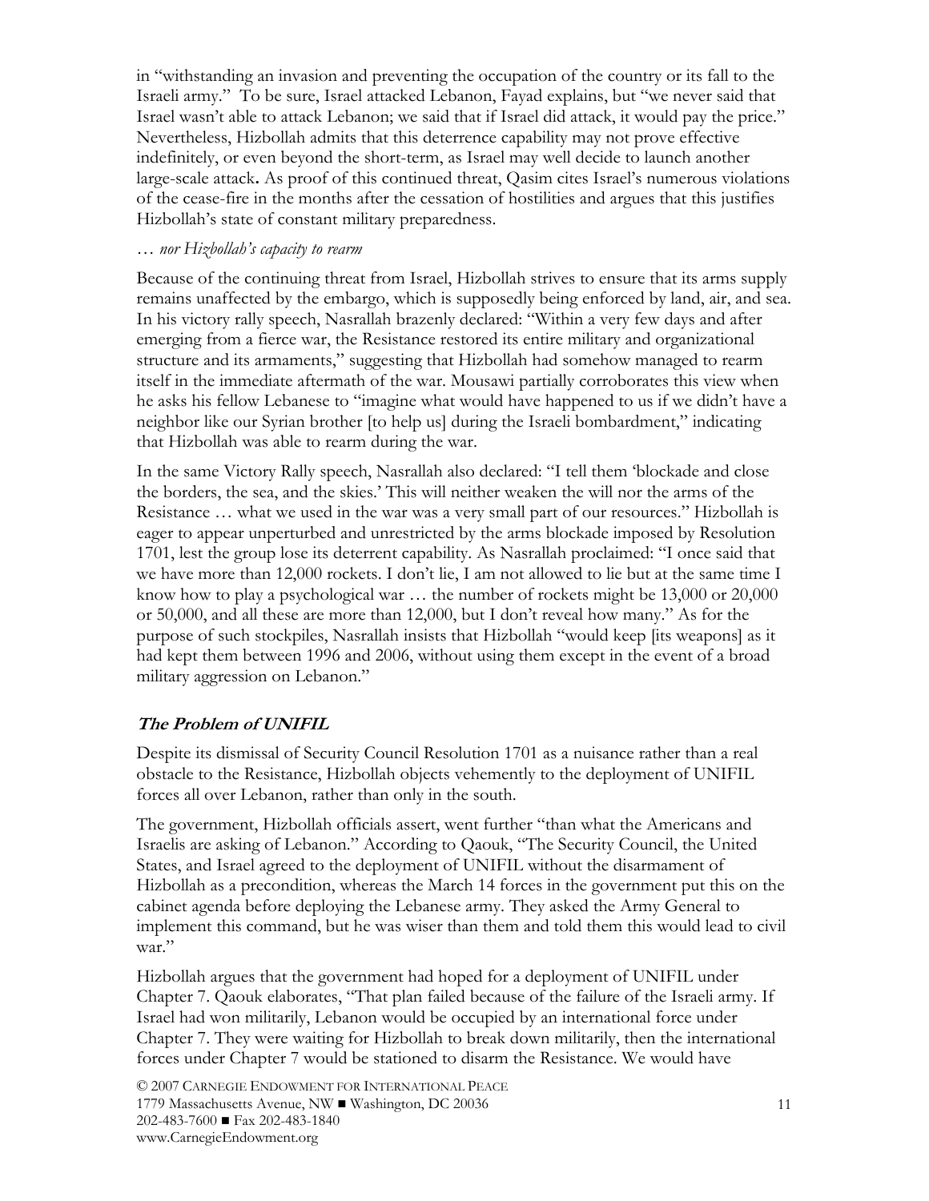in "withstanding an invasion and preventing the occupation of the country or its fall to the Israeli army." To be sure, Israel attacked Lebanon, Fayad explains, but "we never said that Israel wasn't able to attack Lebanon; we said that if Israel did attack, it would pay the price." Nevertheless, Hizbollah admits that this deterrence capability may not prove effective indefinitely, or even beyond the short-term, as Israel may well decide to launch another large-scale attack**.** As proof of this continued threat, Qasim cites Israel's numerous violations of the cease-fire in the months after the cessation of hostilities and argues that this justifies Hizbollah's state of constant military preparedness.

*… nor Hizbollah's capacity to rearm*

Because of the continuing threat from Israel, Hizbollah strives to ensure that its arms supply remains unaffected by the embargo, which is supposedly being enforced by land, air, and sea. In his victory rally speech, Nasrallah brazenly declared: "Within a very few days and after emerging from a fierce war, the Resistance restored its entire military and organizational structure and its armaments," suggesting that Hizbollah had somehow managed to rearm itself in the immediate aftermath of the war. Mousawi partially corroborates this view when he asks his fellow Lebanese to "imagine what would have happened to us if we didn't have a neighbor like our Syrian brother [to help us] during the Israeli bombardment," indicating that Hizbollah was able to rearm during the war.

In the same Victory Rally speech, Nasrallah also declared: "I tell them 'blockade and close the borders, the sea, and the skies.' This will neither weaken the will nor the arms of the Resistance … what we used in the war was a very small part of our resources." Hizbollah is eager to appear unperturbed and unrestricted by the arms blockade imposed by Resolution 1701, lest the group lose its deterrent capability. As Nasrallah proclaimed: "I once said that we have more than 12,000 rockets. I don't lie, I am not allowed to lie but at the same time I know how to play a psychological war … the number of rockets might be 13,000 or 20,000 or 50,000, and all these are more than 12,000, but I don't reveal how many." As for the purpose of such stockpiles, Nasrallah insists that Hizbollah "would keep [its weapons] as it had kept them between 1996 and 2006, without using them except in the event of a broad military aggression on Lebanon."

## ***The Problem of UNIFIL***

Despite its dismissal of Security Council Resolution 1701 as a nuisance rather than a real obstacle to the Resistance, Hizbollah objects vehemently to the deployment of UNIFIL forces all over Lebanon, rather than only in the south.

The government, Hizbollah officials assert, went further "than what the Americans and Israelis are asking of Lebanon." According to Qaouk, "The Security Council, the United States, and Israel agreed to the deployment of UNIFIL without the disarmament of Hizbollah as a precondition, whereas the March 14 forces in the government put this on the cabinet agenda before deploying the Lebanese army. They asked the Army General to implement this command, but he was wiser than them and told them this would lead to civil war."

Hizbollah argues that the government had hoped for a deployment of UNIFIL under Chapter 7. Qaouk elaborates, "That plan failed because of the failure of the Israeli army. If Israel had won militarily, Lebanon would be occupied by an international force under Chapter 7. They were waiting for Hizbollah to break down militarily, then the international forces under Chapter 7 would be stationed to disarm the Resistance. We would have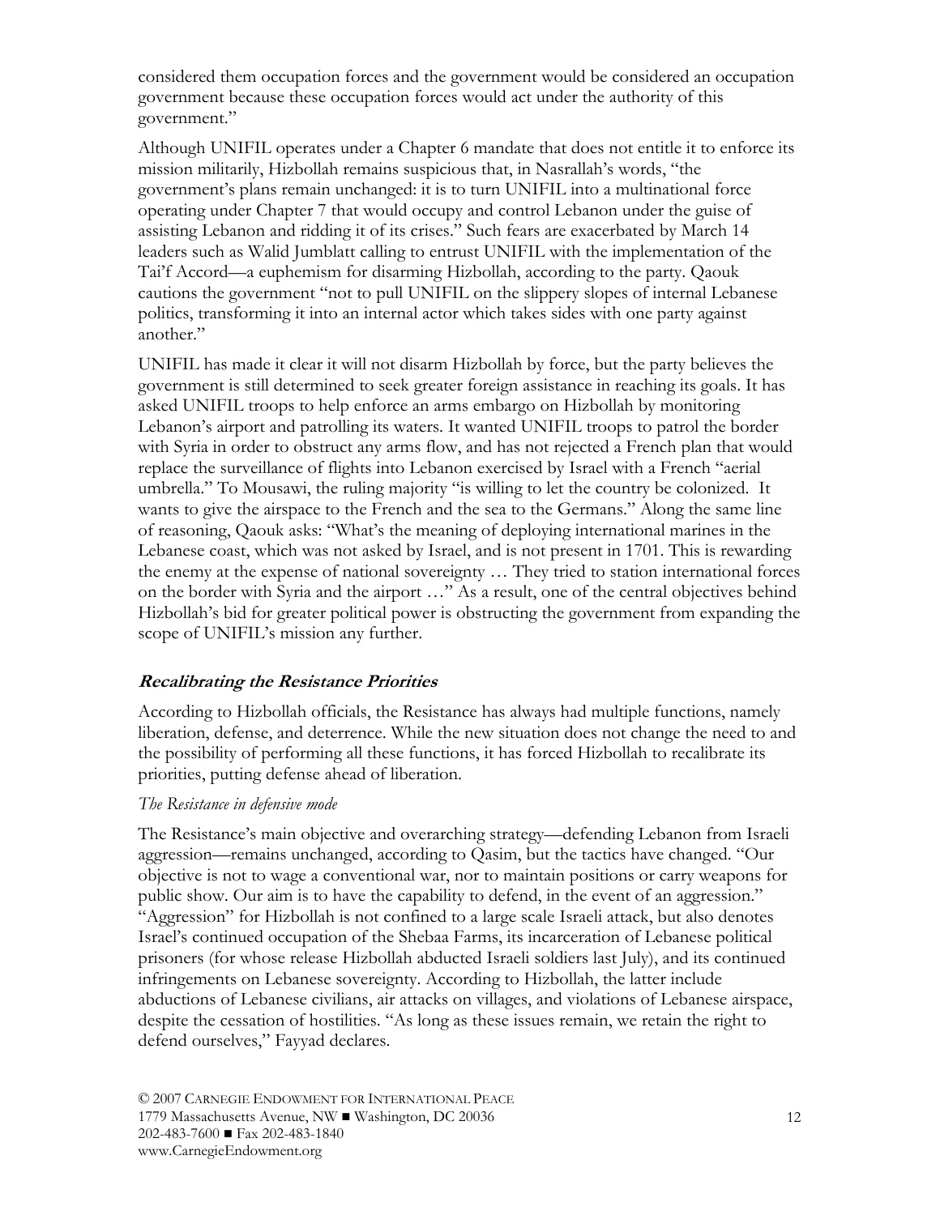considered them occupation forces and the government would be considered an occupation government because these occupation forces would act under the authority of this government."

Although UNIFIL operates under a Chapter 6 mandate that does not entitle it to enforce its mission militarily, Hizbollah remains suspicious that, in Nasrallah's words, "the government's plans remain unchanged: it is to turn UNIFIL into a multinational force operating under Chapter 7 that would occupy and control Lebanon under the guise of assisting Lebanon and ridding it of its crises." Such fears are exacerbated by March 14 leaders such as Walid Jumblatt calling to entrust UNIFIL with the implementation of the Tai'f Accord—a euphemism for disarming Hizbollah, according to the party. Qaouk cautions the government "not to pull UNIFIL on the slippery slopes of internal Lebanese politics, transforming it into an internal actor which takes sides with one party against another."

UNIFIL has made it clear it will not disarm Hizbollah by force, but the party believes the government is still determined to seek greater foreign assistance in reaching its goals. It has asked UNIFIL troops to help enforce an arms embargo on Hizbollah by monitoring Lebanon's airport and patrolling its waters. It wanted UNIFIL troops to patrol the border with Syria in order to obstruct any arms flow, and has not rejected a French plan that would replace the surveillance of flights into Lebanon exercised by Israel with a French "aerial umbrella." To Mousawi, the ruling majority "is willing to let the country be colonized. It wants to give the airspace to the French and the sea to the Germans." Along the same line of reasoning, Qaouk asks: "What's the meaning of deploying international marines in the Lebanese coast, which was not asked by Israel, and is not present in 1701. This is rewarding the enemy at the expense of national sovereignty … They tried to station international forces on the border with Syria and the airport …" As a result, one of the central objectives behind Hizbollah's bid for greater political power is obstructing the government from expanding the scope of UNIFIL's mission any further.

## ***Recalibrating the Resistance Priorities***

According to Hizbollah officials, the Resistance has always had multiple functions, namely liberation, defense, and deterrence. While the new situation does not change the need to and the possibility of performing all these functions, it has forced Hizbollah to recalibrate its priorities, putting defense ahead of liberation.

### *The Resistance in defensive mode*

The Resistance's main objective and overarching strategy—defending Lebanon from Israeli aggression—remains unchanged, according to Qasim, but the tactics have changed. "Our objective is not to wage a conventional war, nor to maintain positions or carry weapons for public show. Our aim is to have the capability to defend, in the event of an aggression." "Aggression" for Hizbollah is not confined to a large scale Israeli attack, but also denotes Israel's continued occupation of the Shebaa Farms, its incarceration of Lebanese political prisoners (for whose release Hizbollah abducted Israeli soldiers last July), and its continued infringements on Lebanese sovereignty. According to Hizbollah, the latter include abductions of Lebanese civilians, air attacks on villages, and violations of Lebanese airspace, despite the cessation of hostilities. "As long as these issues remain, we retain the right to defend ourselves," Fayyad declares.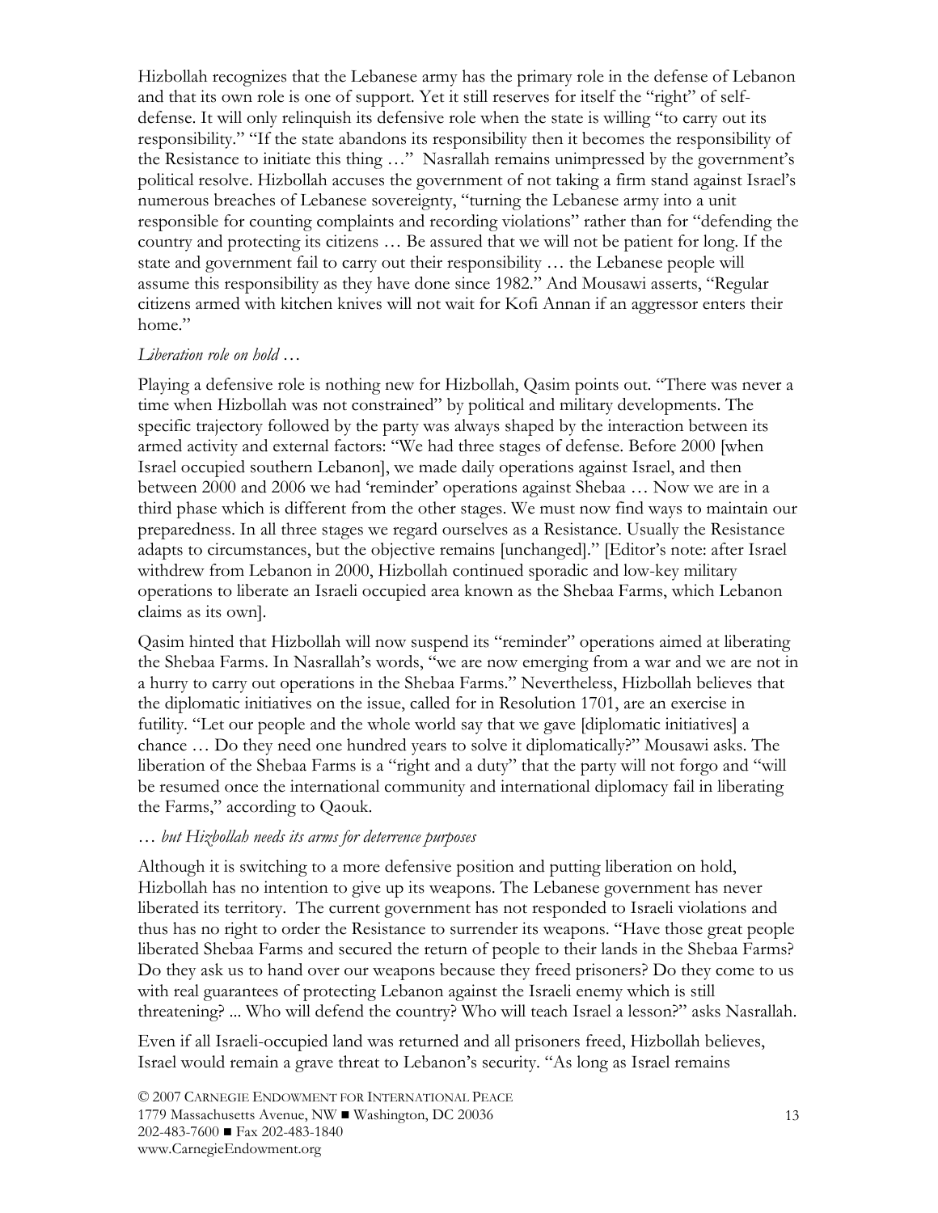Hizbollah recognizes that the Lebanese army has the primary role in the defense of Lebanon and that its own role is one of support. Yet it still reserves for itself the "right" of self-defense. It will only relinquish its defensive role when the state is willing "to carry out its responsibility." "If the state abandons its responsibility then it becomes the responsibility of the Resistance to initiate this thing …" Nasrallah remains unimpressed by the government's political resolve. Hizbollah accuses the government of not taking a firm stand against Israel's numerous breaches of Lebanese sovereignty, "turning the Lebanese army into a unit responsible for counting complaints and recording violations" rather than for "defending the country and protecting its citizens … Be assured that we will not be patient for long. If the state and government fail to carry out their responsibility … the Lebanese people will assume this responsibility as they have done since 1982." And Mousawi asserts, "Regular citizens armed with kitchen knives will not wait for Kofi Annan if an aggressor enters their home."

*Liberation role on hold …*

Playing a defensive role is nothing new for Hizbollah, Qasim points out. "There was never a time when Hizbollah was not constrained" by political and military developments. The specific trajectory followed by the party was always shaped by the interaction between its armed activity and external factors: "We had three stages of defense. Before 2000 [when Israel occupied southern Lebanon], we made daily operations against Israel, and then between 2000 and 2006 we had 'reminder' operations against Shebaa … Now we are in a third phase which is different from the other stages. We must now find ways to maintain our preparedness. In all three stages we regard ourselves as a Resistance. Usually the Resistance adapts to circumstances, but the objective remains [unchanged]." [Editor's note: after Israel withdrew from Lebanon in 2000, Hizbollah continued sporadic and low-key military operations to liberate an Israeli occupied area known as the Shebaa Farms, which Lebanon claims as its own].

Qasim hinted that Hizbollah will now suspend its "reminder" operations aimed at liberating the Shebaa Farms. In Nasrallah's words, "we are now emerging from a war and we are not in a hurry to carry out operations in the Shebaa Farms." Nevertheless, Hizbollah believes that the diplomatic initiatives on the issue, called for in Resolution 1701, are an exercise in futility. "Let our people and the whole world say that we gave [diplomatic initiatives] a chance … Do they need one hundred years to solve it diplomatically?" Mousawi asks. The liberation of the Shebaa Farms is a "right and a duty" that the party will not forgo and "will be resumed once the international community and international diplomacy fail in liberating the Farms," according to Qaouk.

*… but Hizbollah needs its arms for deterrence purposes*

Although it is switching to a more defensive position and putting liberation on hold, Hizbollah has no intention to give up its weapons. The Lebanese government has never liberated its territory. The current government has not responded to Israeli violations and thus has no right to order the Resistance to surrender its weapons. "Have those great people liberated Shebaa Farms and secured the return of people to their lands in the Shebaa Farms? Do they ask us to hand over our weapons because they freed prisoners? Do they come to us with real guarantees of protecting Lebanon against the Israeli enemy which is still threatening? ... Who will defend the country? Who will teach Israel a lesson?" asks Nasrallah.

Even if all Israeli-occupied land was returned and all prisoners freed, Hizbollah believes, Israel would remain a grave threat to Lebanon's security. "As long as Israel remains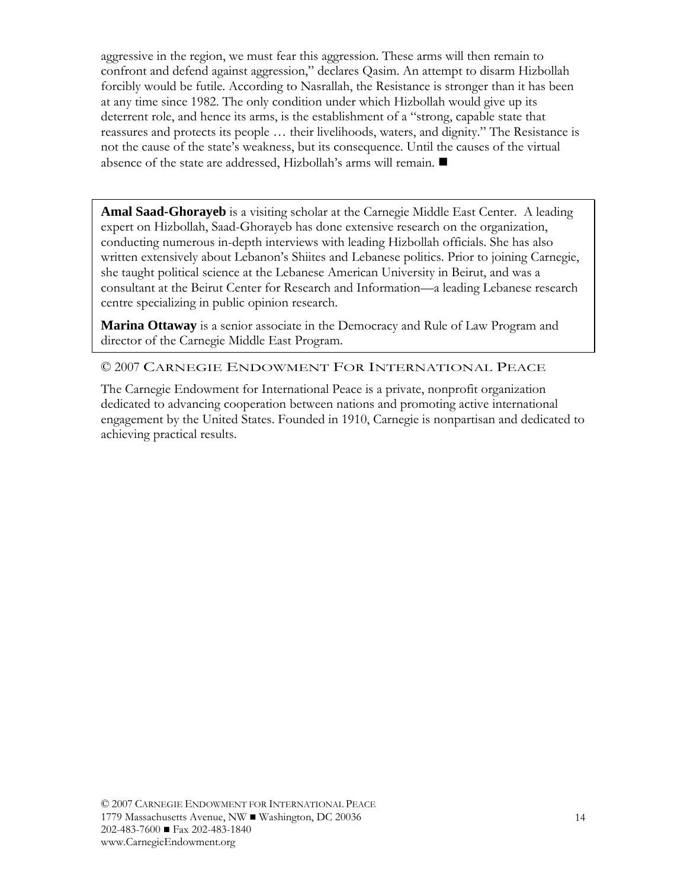aggressive in the region, we must fear this aggression. These arms will then remain to confront and defend against aggression," declares Qasim. An attempt to disarm Hizbollah forcibly would be futile. According to Nasrallah, the Resistance is stronger than it has been at any time since 1982. The only condition under which Hizbollah would give up its deterrent role, and hence its arms, is the establishment of a "strong, capable state that reassures and protects its people … their livelihoods, waters, and dignity." The Resistance is not the cause of the state's weakness, but its consequence. Until the causes of the virtual absence of the state are addressed, Hizbollah's arms will remain. ■

**Amal Saad-Ghorayeb** is a visiting scholar at the Carnegie Middle East Center. A leading expert on Hizbollah, Saad-Ghorayeb has done extensive research on the organization, conducting numerous in-depth interviews with leading Hizbollah officials. She has also written extensively about Lebanon's Shiites and Lebanese politics. Prior to joining Carnegie, she taught political science at the Lebanese American University in Beirut, and was a consultant at the Beirut Center for Research and Information—a leading Lebanese research centre specializing in public opinion research.

**Marina Ottaway** is a senior associate in the Democracy and Rule of Law Program and director of the Carnegie Middle East Program.

© 2007 CARNEGIE ENDOWMENT FOR INTERNATIONAL PEACE

The Carnegie Endowment for International Peace is a private, nonprofit organization dedicated to advancing cooperation between nations and promoting active international engagement by the United States. Founded in 1910, Carnegie is nonpartisan and dedicated to achieving practical results.